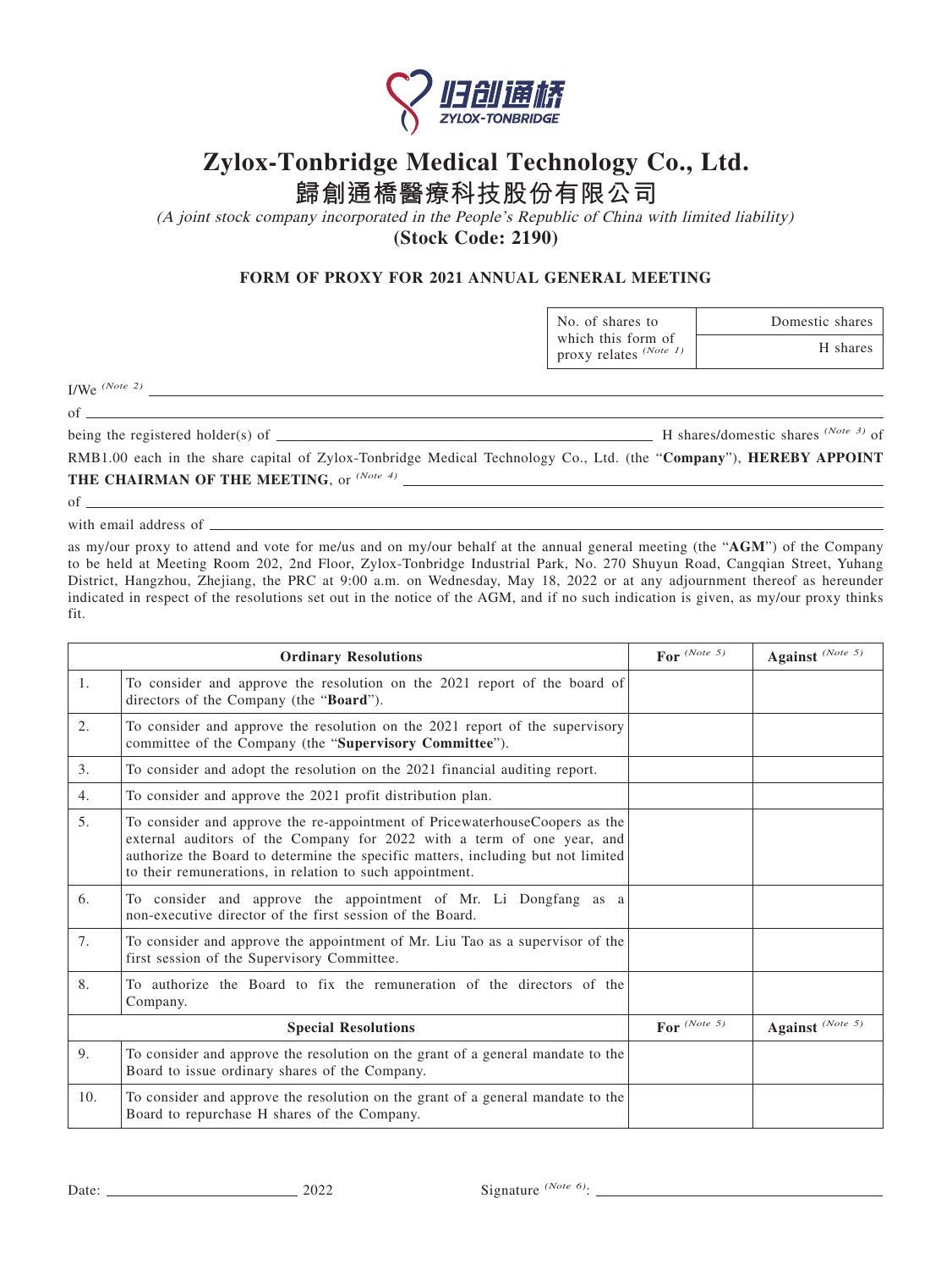# Zylox-Tonbridge Medical Technology Co., Ltd.

# 歸創通橋醫療科技股份有限公司

*(A joint stock company incorporated in the People's Republic of China with limited liability)*

**(Stock Code: 2190)**

## FORM OF PROXY FOR 2021 ANNUAL GENERAL MEETING

| No. of shares to which this form of proxy relates (Note 1) | Domestic shares |
|---|---|
| | H shares |

I/We (Note 2) ______________________________________________

of ______________________________________________

being the registered holder(s) of ______________________ H shares/domestic shares (Note 3) of RMB1.00 each in the share capital of Zylox-Tonbridge Medical Technology Co., Ltd. (the "**Company**"), **HEREBY APPOINT THE CHAIRMAN OF THE MEETING**, or (Note 4) ______________________________________________

of ______________________________________________

with email address of ______________________________________________

as my/our proxy to attend and vote for me/us and on my/our behalf at the annual general meeting (the "**AGM**") of the Company to be held at Meeting Room 202, 2nd Floor, Zylox-Tonbridge Industrial Park, No. 270 Shuyun Road, Cangqian Street, Yuhang District, Hangzhou, Zhejiang, the PRC at 9:00 a.m. on Wednesday, May 18, 2022 or at any adjournment thereof as hereunder indicated in respect of the resolutions set out in the notice of the AGM, and if no such indication is given, as my/our proxy thinks fit.

| | **Ordinary Resolutions** | **For** (Note 5) | **Against** (Note 5) |
|---|---|---|---|
| 1. | To consider and approve the resolution on the 2021 report of the board of directors of the Company (the "**Board**"). | | |
| 2. | To consider and approve the resolution on the 2021 report of the supervisory committee of the Company (the "**Supervisory Committee**"). | | |
| 3. | To consider and adopt the resolution on the 2021 financial auditing report. | | |
| 4. | To consider and approve the 2021 profit distribution plan. | | |
| 5. | To consider and approve the re-appointment of PricewaterhouseCoopers as the external auditors of the Company for 2022 with a term of one year, and authorize the Board to determine the specific matters, including but not limited to their remunerations, in relation to such appointment. | | |
| 6. | To consider and approve the appointment of Mr. Li Dongfang as a non-executive director of the first session of the Board. | | |
| 7. | To consider and approve the appointment of Mr. Liu Tao as a supervisor of the first session of the Supervisory Committee. | | |
| 8. | To authorize the Board to fix the remuneration of the directors of the Company. | | |
| | **Special Resolutions** | **For** (Note 5) | **Against** (Note 5) |
| 9. | To consider and approve the resolution on the grant of a general mandate to the Board to issue ordinary shares of the Company. | | |
| 10. | To consider and approve the resolution on the grant of a general mandate to the Board to repurchase H shares of the Company. | | |

Date: ______________________ 2022 Signature (Note 6): ______________________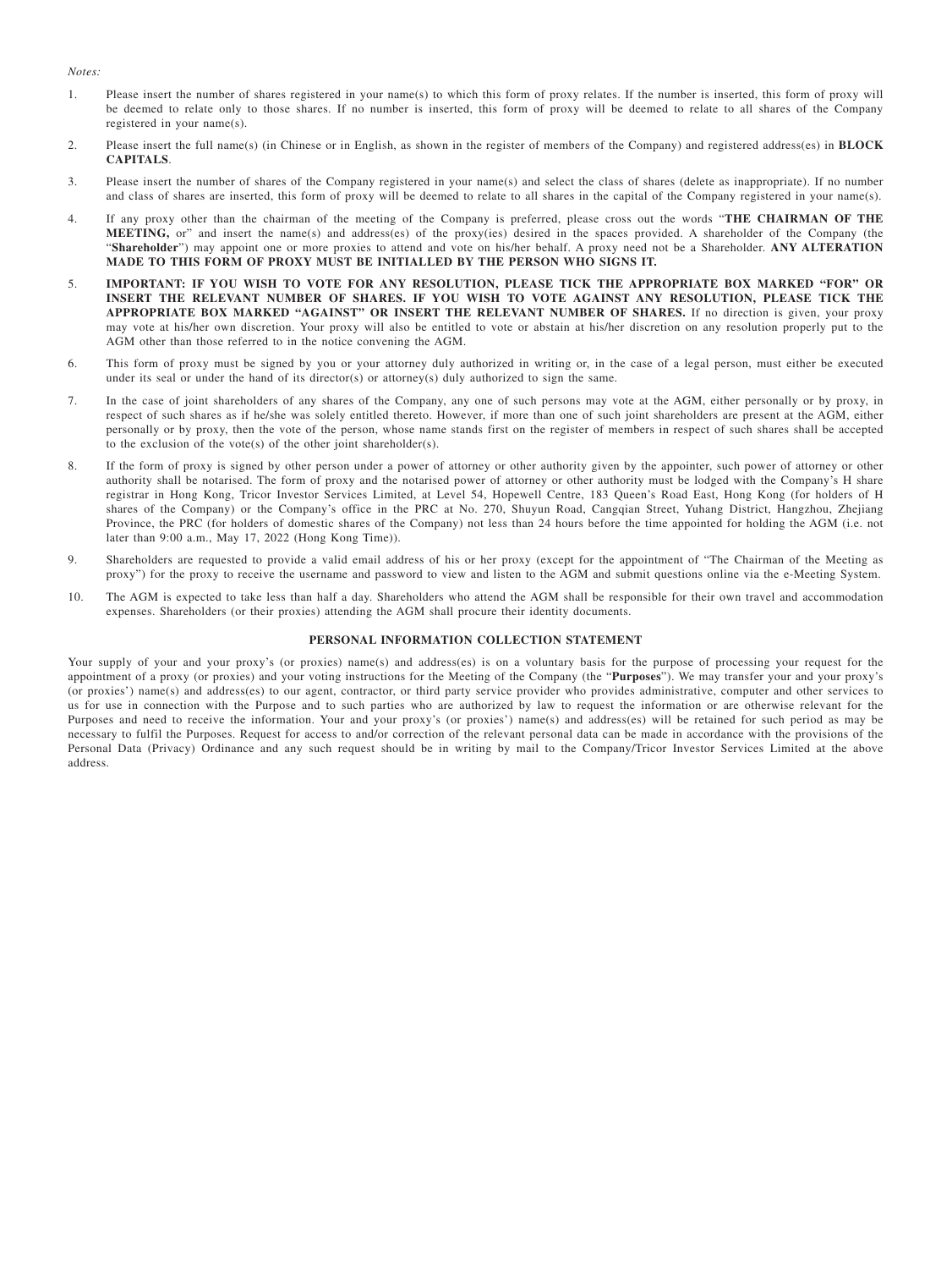*Notes:*

1. Please insert the number of shares registered in your name(s) to which this form of proxy relates. If the number is inserted, this form of proxy will be deemed to relate only to those shares. If no number is inserted, this form of proxy will be deemed to relate to all shares of the Company registered in your name(s).

2. Please insert the full name(s) (in Chinese or in English, as shown in the register of members of the Company) and registered address(es) in **BLOCK CAPITALS**.

3. Please insert the number of shares of the Company registered in your name(s) and select the class of shares (delete as inappropriate). If no number and class of shares are inserted, this form of proxy will be deemed to relate to all shares in the capital of the Company registered in your name(s).

4. If any proxy other than the chairman of the meeting of the Company is preferred, please cross out the words "**THE CHAIRMAN OF THE MEETING,** or" and insert the name(s) and address(es) of the proxy(ies) desired in the spaces provided. A shareholder of the Company (the "**Shareholder**") may appoint one or more proxies to attend and vote on his/her behalf. A proxy need not be a Shareholder. **ANY ALTERATION MADE TO THIS FORM OF PROXY MUST BE INITIALLED BY THE PERSON WHO SIGNS IT.**

5. **IMPORTANT: IF YOU WISH TO VOTE FOR ANY RESOLUTION, PLEASE TICK THE APPROPRIATE BOX MARKED "FOR" OR INSERT THE RELEVANT NUMBER OF SHARES. IF YOU WISH TO VOTE AGAINST ANY RESOLUTION, PLEASE TICK THE APPROPRIATE BOX MARKED "AGAINST" OR INSERT THE RELEVANT NUMBER OF SHARES.** If no direction is given, your proxy may vote at his/her own discretion. Your proxy will also be entitled to vote or abstain at his/her discretion on any resolution properly put to the AGM other than those referred to in the notice convening the AGM.

6. This form of proxy must be signed by you or your attorney duly authorized in writing or, in the case of a legal person, must either be executed under its seal or under the hand of its director(s) or attorney(s) duly authorized to sign the same.

7. In the case of joint shareholders of any shares of the Company, any one of such persons may vote at the AGM, either personally or by proxy, in respect of such shares as if he/she was solely entitled thereto. However, if more than one of such joint shareholders are present at the AGM, either personally or by proxy, then the vote of the person, whose name stands first on the register of members in respect of such shares shall be accepted to the exclusion of the vote(s) of the other joint shareholder(s).

8. If the form of proxy is signed by other person under a power of attorney or other authority given by the appointer, such power of attorney or other authority shall be notarised. The form of proxy and the notarised power of attorney or other authority must be lodged with the Company's H share registrar in Hong Kong, Tricor Investor Services Limited, at Level 54, Hopewell Centre, 183 Queen's Road East, Hong Kong (for holders of H shares of the Company) or the Company's office in the PRC at No. 270, Shuyun Road, Cangqian Street, Yuhang District, Hangzhou, Zhejiang Province, the PRC (for holders of domestic shares of the Company) not less than 24 hours before the time appointed for holding the AGM (i.e. not later than 9:00 a.m., May 17, 2022 (Hong Kong Time)).

9. Shareholders are requested to provide a valid email address of his or her proxy (except for the appointment of "The Chairman of the Meeting as proxy") for the proxy to receive the username and password to view and listen to the AGM and submit questions online via the e-Meeting System.

10. The AGM is expected to take less than half a day. Shareholders who attend the AGM shall be responsible for their own travel and accommodation expenses. Shareholders (or their proxies) attending the AGM shall procure their identity documents.

**PERSONAL INFORMATION COLLECTION STATEMENT**

Your supply of your and your proxy's (or proxies) name(s) and address(es) is on a voluntary basis for the purpose of processing your request for the appointment of a proxy (or proxies) and your voting instructions for the Meeting of the Company (the "**Purposes**"). We may transfer your and your proxy's (or proxies') name(s) and address(es) to our agent, contractor, or third party service provider who provides administrative, computer and other services to us for use in connection with the Purpose and to such parties who are authorized by law to request the information or are otherwise relevant for the Purposes and need to receive the information. Your and your proxy's (or proxies') name(s) and address(es) will be retained for such period as may be necessary to fulfil the Purposes. Request for access to and/or correction of the relevant personal data can be made in accordance with the provisions of the Personal Data (Privacy) Ordinance and any such request should be in writing by mail to the Company/Tricor Investor Services Limited at the above address.